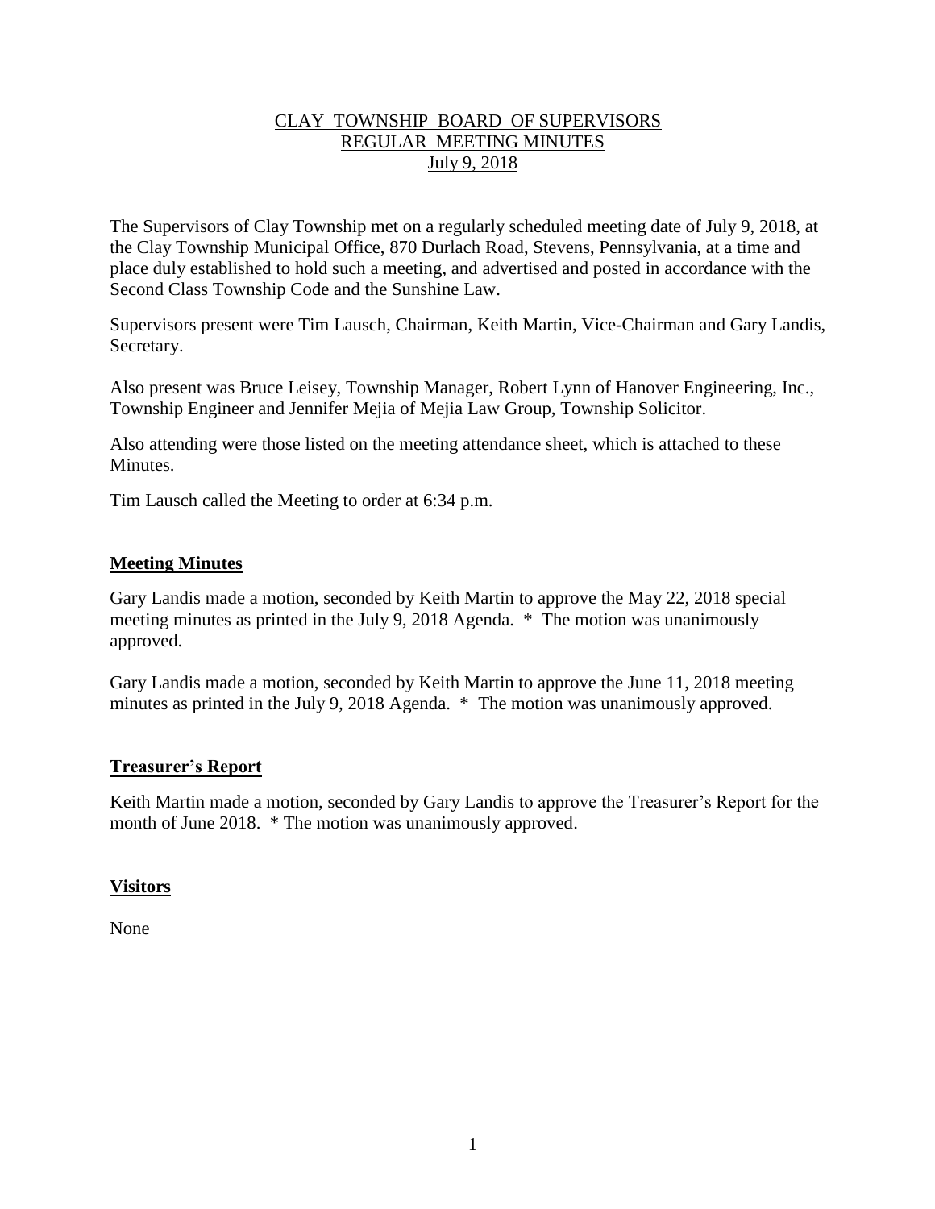# CLAY TOWNSHIP BOARD OF SUPERVISORS
## REGULAR MEETING MINUTES
## July 9, 2018

The Supervisors of Clay Township met on a regularly scheduled meeting date of July 9, 2018, at the Clay Township Municipal Office, 870 Durlach Road, Stevens, Pennsylvania, at a time and place duly established to hold such a meeting, and advertised and posted in accordance with the Second Class Township Code and the Sunshine Law.

Supervisors present were Tim Lausch, Chairman, Keith Martin, Vice-Chairman and Gary Landis, Secretary.

Also present was Bruce Leisey, Township Manager, Robert Lynn of Hanover Engineering, Inc., Township Engineer and Jennifer Mejia of Mejia Law Group, Township Solicitor.

Also attending were those listed on the meeting attendance sheet, which is attached to these Minutes.

Tim Lausch called the Meeting to order at 6:34 p.m.

## Meeting Minutes

Gary Landis made a motion, seconded by Keith Martin to approve the May 22, 2018 special meeting minutes as printed in the July 9, 2018 Agenda. * The motion was unanimously approved.

Gary Landis made a motion, seconded by Keith Martin to approve the June 11, 2018 meeting minutes as printed in the July 9, 2018 Agenda. * The motion was unanimously approved.

## Treasurer's Report

Keith Martin made a motion, seconded by Gary Landis to approve the Treasurer's Report for the month of June 2018. * The motion was unanimously approved.

## Visitors

None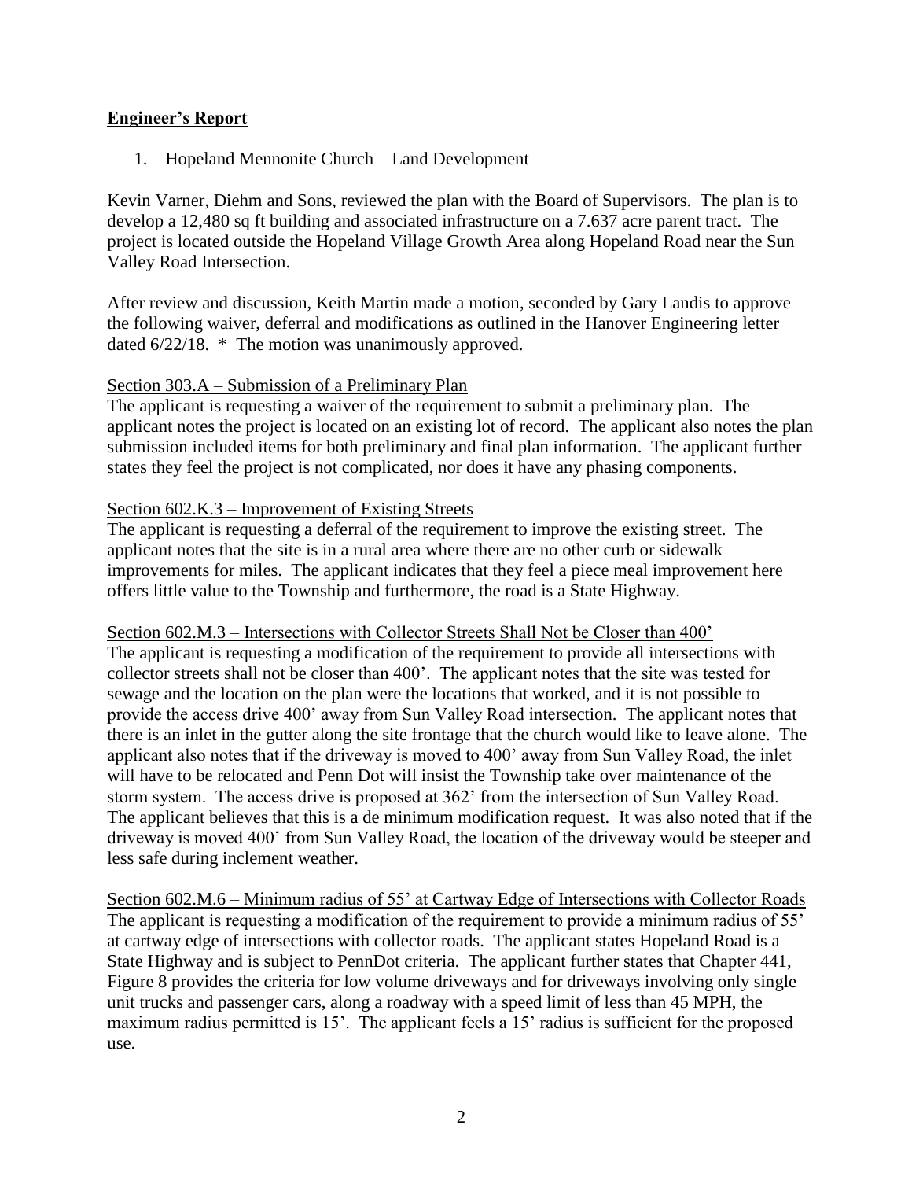## **Engineer's Report**

1. Hopeland Mennonite Church – Land Development

Kevin Varner, Diehm and Sons, reviewed the plan with the Board of Supervisors. The plan is to develop a 12,480 sq ft building and associated infrastructure on a 7.637 acre parent tract. The project is located outside the Hopeland Village Growth Area along Hopeland Road near the Sun Valley Road Intersection.

After review and discussion, Keith Martin made a motion, seconded by Gary Landis to approve the following waiver, deferral and modifications as outlined in the Hanover Engineering letter dated 6/22/18. * The motion was unanimously approved.

<u>Section 303.A – Submission of a Preliminary Plan</u>
The applicant is requesting a waiver of the requirement to submit a preliminary plan. The applicant notes the project is located on an existing lot of record. The applicant also notes the plan submission included items for both preliminary and final plan information. The applicant further states they feel the project is not complicated, nor does it have any phasing components.

<u>Section 602.K.3 – Improvement of Existing Streets</u>
The applicant is requesting a deferral of the requirement to improve the existing street. The applicant notes that the site is in a rural area where there are no other curb or sidewalk improvements for miles. The applicant indicates that they feel a piece meal improvement here offers little value to the Township and furthermore, the road is a State Highway.

<u>Section 602.M.3 – Intersections with Collector Streets Shall Not be Closer than 400'</u>
The applicant is requesting a modification of the requirement to provide all intersections with collector streets shall not be closer than 400'. The applicant notes that the site was tested for sewage and the location on the plan were the locations that worked, and it is not possible to provide the access drive 400' away from Sun Valley Road intersection. The applicant notes that there is an inlet in the gutter along the site frontage that the church would like to leave alone. The applicant also notes that if the driveway is moved to 400' away from Sun Valley Road, the inlet will have to be relocated and Penn Dot will insist the Township take over maintenance of the storm system. The access drive is proposed at 362' from the intersection of Sun Valley Road. The applicant believes that this is a de minimum modification request. It was also noted that if the driveway is moved 400' from Sun Valley Road, the location of the driveway would be steeper and less safe during inclement weather.

<u>Section 602.M.6 – Minimum radius of 55' at Cartway Edge of Intersections with Collector Roads</u>
The applicant is requesting a modification of the requirement to provide a minimum radius of 55' at cartway edge of intersections with collector roads. The applicant states Hopeland Road is a State Highway and is subject to PennDot criteria. The applicant further states that Chapter 441, Figure 8 provides the criteria for low volume driveways and for driveways involving only single unit trucks and passenger cars, along a roadway with a speed limit of less than 45 MPH, the maximum radius permitted is 15'. The applicant feels a 15' radius is sufficient for the proposed use.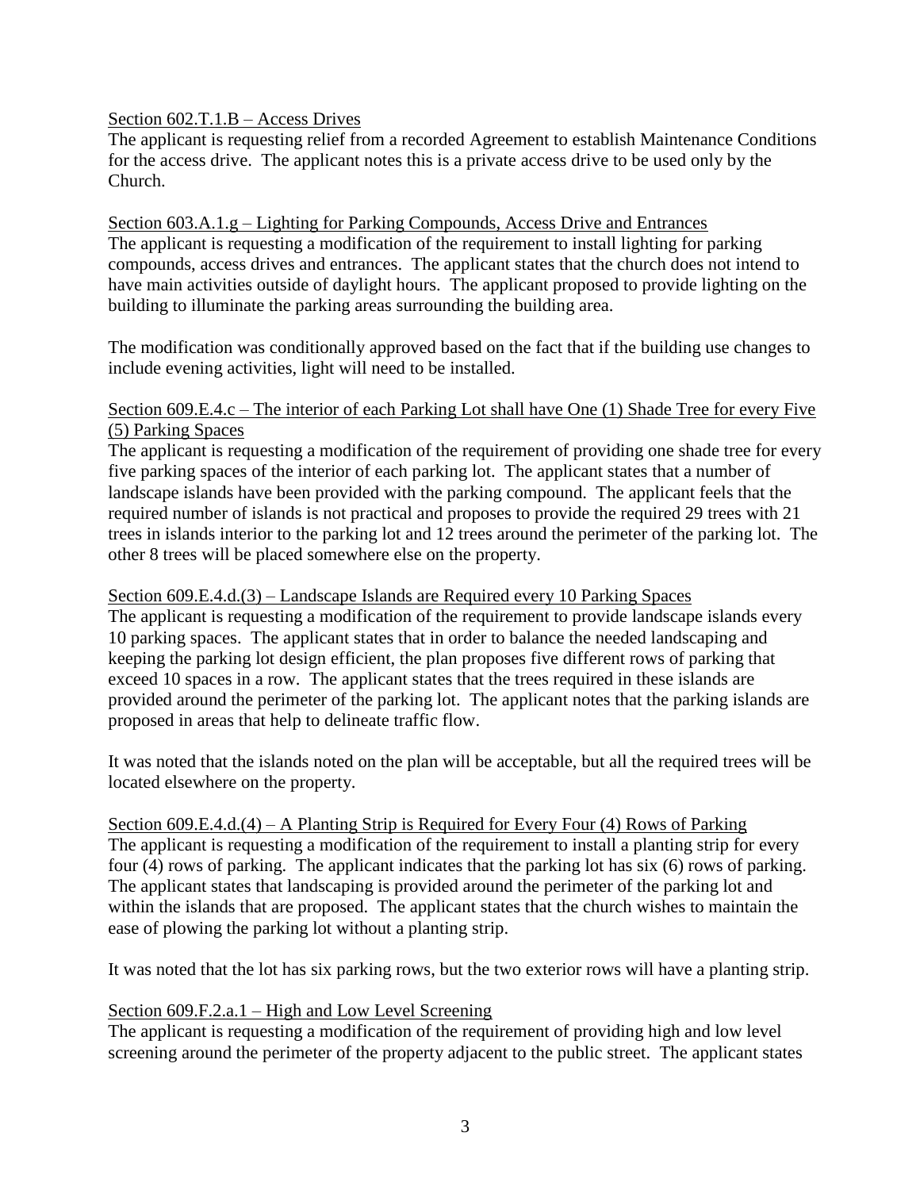Section 602.T.1.B – Access Drives

The applicant is requesting relief from a recorded Agreement to establish Maintenance Conditions for the access drive. The applicant notes this is a private access drive to be used only by the Church.

Section 603.A.1.g – Lighting for Parking Compounds, Access Drive and Entrances

The applicant is requesting a modification of the requirement to install lighting for parking compounds, access drives and entrances. The applicant states that the church does not intend to have main activities outside of daylight hours. The applicant proposed to provide lighting on the building to illuminate the parking areas surrounding the building area.

The modification was conditionally approved based on the fact that if the building use changes to include evening activities, light will need to be installed.

Section 609.E.4.c – The interior of each Parking Lot shall have One (1) Shade Tree for every Five (5) Parking Spaces

The applicant is requesting a modification of the requirement of providing one shade tree for every five parking spaces of the interior of each parking lot. The applicant states that a number of landscape islands have been provided with the parking compound. The applicant feels that the required number of islands is not practical and proposes to provide the required 29 trees with 21 trees in islands interior to the parking lot and 12 trees around the perimeter of the parking lot. The other 8 trees will be placed somewhere else on the property.

Section 609.E.4.d.(3) – Landscape Islands are Required every 10 Parking Spaces

The applicant is requesting a modification of the requirement to provide landscape islands every 10 parking spaces. The applicant states that in order to balance the needed landscaping and keeping the parking lot design efficient, the plan proposes five different rows of parking that exceed 10 spaces in a row. The applicant states that the trees required in these islands are provided around the perimeter of the parking lot. The applicant notes that the parking islands are proposed in areas that help to delineate traffic flow.

It was noted that the islands noted on the plan will be acceptable, but all the required trees will be located elsewhere on the property.

Section 609.E.4.d.(4) – A Planting Strip is Required for Every Four (4) Rows of Parking

The applicant is requesting a modification of the requirement to install a planting strip for every four (4) rows of parking. The applicant indicates that the parking lot has six (6) rows of parking. The applicant states that landscaping is provided around the perimeter of the parking lot and within the islands that are proposed. The applicant states that the church wishes to maintain the ease of plowing the parking lot without a planting strip.

It was noted that the lot has six parking rows, but the two exterior rows will have a planting strip.

Section 609.F.2.a.1 – High and Low Level Screening

The applicant is requesting a modification of the requirement of providing high and low level screening around the perimeter of the property adjacent to the public street. The applicant states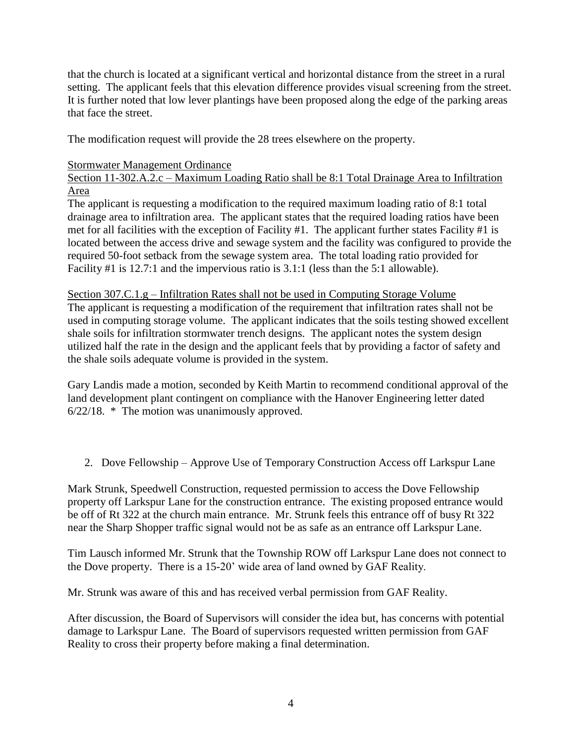that the church is located at a significant vertical and horizontal distance from the street in a rural setting. The applicant feels that this elevation difference provides visual screening from the street. It is further noted that low lever plantings have been proposed along the edge of the parking areas that face the street.

The modification request will provide the 28 trees elsewhere on the property.

<u>Stormwater Management Ordinance</u>

<u>Section 11-302.A.2.c – Maximum Loading Ratio shall be 8:1 Total Drainage Area to Infiltration Area</u>

The applicant is requesting a modification to the required maximum loading ratio of 8:1 total drainage area to infiltration area. The applicant states that the required loading ratios have been met for all facilities with the exception of Facility #1. The applicant further states Facility #1 is located between the access drive and sewage system and the facility was configured to provide the required 50-foot setback from the sewage system area. The total loading ratio provided for Facility #1 is 12.7:1 and the impervious ratio is 3.1:1 (less than the 5:1 allowable).

<u>Section 307.C.1.g – Infiltration Rates shall not be used in Computing Storage Volume</u>

The applicant is requesting a modification of the requirement that infiltration rates shall not be used in computing storage volume. The applicant indicates that the soils testing showed excellent shale soils for infiltration stormwater trench designs. The applicant notes the system design utilized half the rate in the design and the applicant feels that by providing a factor of safety and the shale soils adequate volume is provided in the system.

Gary Landis made a motion, seconded by Keith Martin to recommend conditional approval of the land development plant contingent on compliance with the Hanover Engineering letter dated 6/22/18. * The motion was unanimously approved.

2. Dove Fellowship – Approve Use of Temporary Construction Access off Larkspur Lane

Mark Strunk, Speedwell Construction, requested permission to access the Dove Fellowship property off Larkspur Lane for the construction entrance. The existing proposed entrance would be off of Rt 322 at the church main entrance. Mr. Strunk feels this entrance off of busy Rt 322 near the Sharp Shopper traffic signal would not be as safe as an entrance off Larkspur Lane.

Tim Lausch informed Mr. Strunk that the Township ROW off Larkspur Lane does not connect to the Dove property. There is a 15-20' wide area of land owned by GAF Reality.

Mr. Strunk was aware of this and has received verbal permission from GAF Reality.

After discussion, the Board of Supervisors will consider the idea but, has concerns with potential damage to Larkspur Lane. The Board of supervisors requested written permission from GAF Reality to cross their property before making a final determination.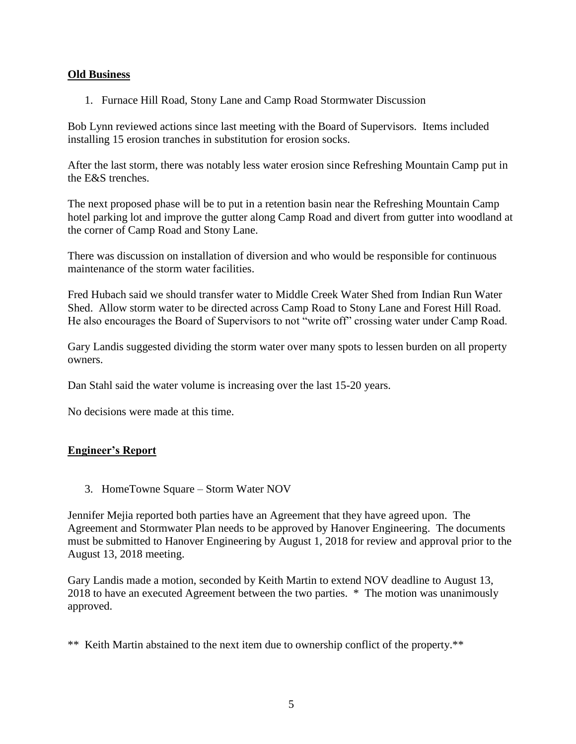**Old Business**

1. Furnace Hill Road, Stony Lane and Camp Road Stormwater Discussion

Bob Lynn reviewed actions since last meeting with the Board of Supervisors. Items included installing 15 erosion tranches in substitution for erosion socks.

After the last storm, there was notably less water erosion since Refreshing Mountain Camp put in the E&S trenches.

The next proposed phase will be to put in a retention basin near the Refreshing Mountain Camp hotel parking lot and improve the gutter along Camp Road and divert from gutter into woodland at the corner of Camp Road and Stony Lane.

There was discussion on installation of diversion and who would be responsible for continuous maintenance of the storm water facilities.

Fred Hubach said we should transfer water to Middle Creek Water Shed from Indian Run Water Shed. Allow storm water to be directed across Camp Road to Stony Lane and Forest Hill Road. He also encourages the Board of Supervisors to not "write off" crossing water under Camp Road.

Gary Landis suggested dividing the storm water over many spots to lessen burden on all property owners.

Dan Stahl said the water volume is increasing over the last 15-20 years.

No decisions were made at this time.

**Engineer's Report**

3. HomeTowne Square – Storm Water NOV

Jennifer Mejia reported both parties have an Agreement that they have agreed upon. The Agreement and Stormwater Plan needs to be approved by Hanover Engineering. The documents must be submitted to Hanover Engineering by August 1, 2018 for review and approval prior to the August 13, 2018 meeting.

Gary Landis made a motion, seconded by Keith Martin to extend NOV deadline to August 13, 2018 to have an executed Agreement between the two parties. * The motion was unanimously approved.

** Keith Martin abstained to the next item due to ownership conflict of the property.**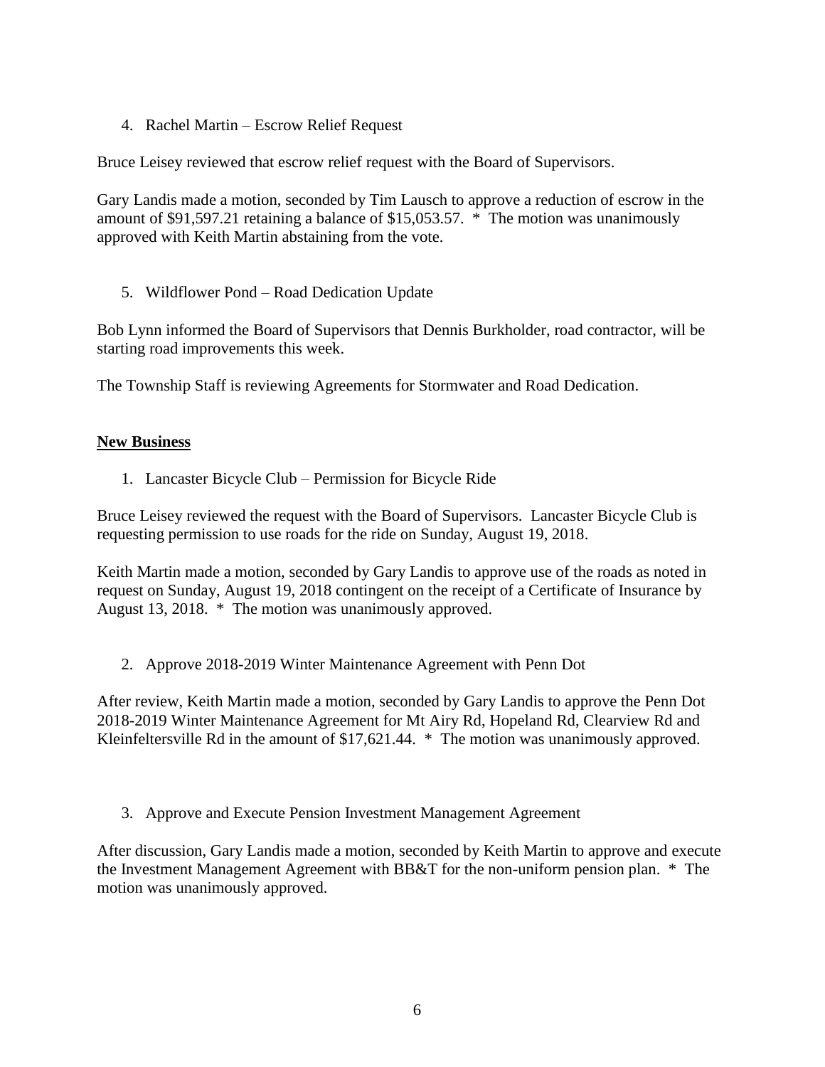4. Rachel Martin – Escrow Relief Request

Bruce Leisey reviewed that escrow relief request with the Board of Supervisors.

Gary Landis made a motion, seconded by Tim Lausch to approve a reduction of escrow in the amount of $91,597.21 retaining a balance of $15,053.57. * The motion was unanimously approved with Keith Martin abstaining from the vote.

5. Wildflower Pond – Road Dedication Update

Bob Lynn informed the Board of Supervisors that Dennis Burkholder, road contractor, will be starting road improvements this week.

The Township Staff is reviewing Agreements for Stormwater and Road Dedication.

**New Business**

1. Lancaster Bicycle Club – Permission for Bicycle Ride

Bruce Leisey reviewed the request with the Board of Supervisors. Lancaster Bicycle Club is requesting permission to use roads for the ride on Sunday, August 19, 2018.

Keith Martin made a motion, seconded by Gary Landis to approve use of the roads as noted in request on Sunday, August 19, 2018 contingent on the receipt of a Certificate of Insurance by August 13, 2018. * The motion was unanimously approved.

2. Approve 2018-2019 Winter Maintenance Agreement with Penn Dot

After review, Keith Martin made a motion, seconded by Gary Landis to approve the Penn Dot 2018-2019 Winter Maintenance Agreement for Mt Airy Rd, Hopeland Rd, Clearview Rd and Kleinfeltersville Rd in the amount of $17,621.44. * The motion was unanimously approved.

3. Approve and Execute Pension Investment Management Agreement

After discussion, Gary Landis made a motion, seconded by Keith Martin to approve and execute the Investment Management Agreement with BB&T for the non-uniform pension plan. * The motion was unanimously approved.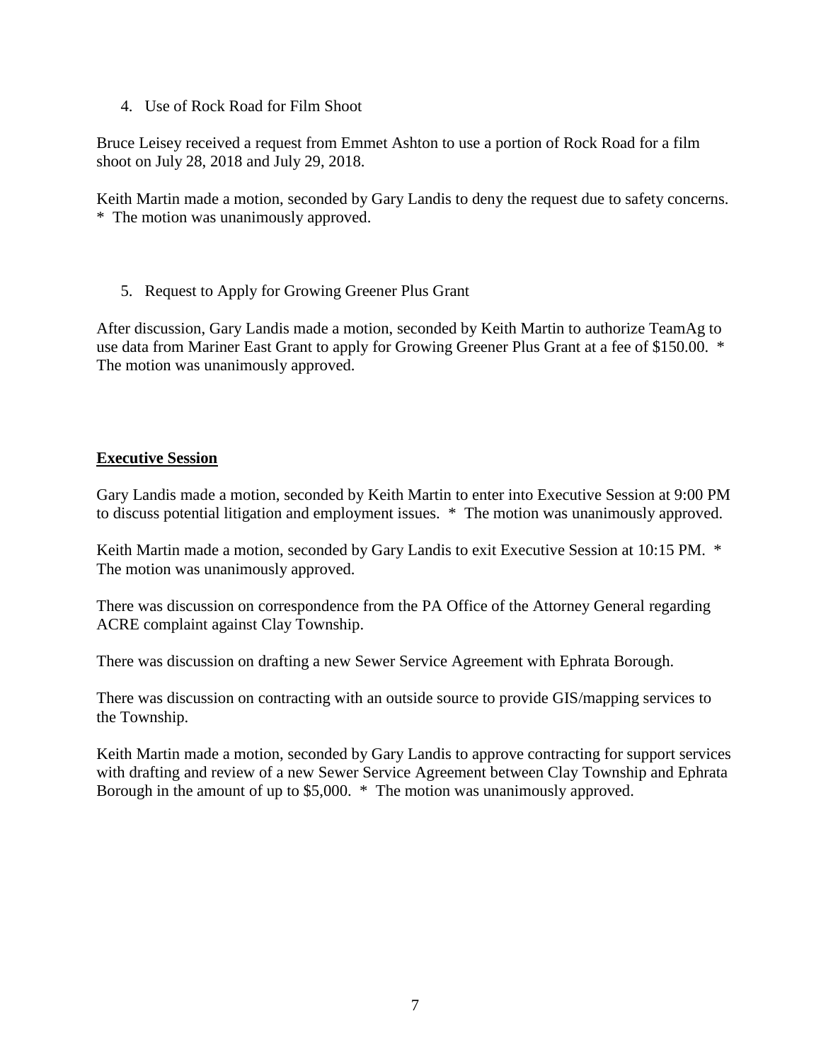4. Use of Rock Road for Film Shoot

Bruce Leisey received a request from Emmet Ashton to use a portion of Rock Road for a film shoot on July 28, 2018 and July 29, 2018.

Keith Martin made a motion, seconded by Gary Landis to deny the request due to safety concerns. * The motion was unanimously approved.

5. Request to Apply for Growing Greener Plus Grant

After discussion, Gary Landis made a motion, seconded by Keith Martin to authorize TeamAg to use data from Mariner East Grant to apply for Growing Greener Plus Grant at a fee of $150.00. * The motion was unanimously approved.

**Executive Session**

Gary Landis made a motion, seconded by Keith Martin to enter into Executive Session at 9:00 PM to discuss potential litigation and employment issues. * The motion was unanimously approved.

Keith Martin made a motion, seconded by Gary Landis to exit Executive Session at 10:15 PM. * The motion was unanimously approved.

There was discussion on correspondence from the PA Office of the Attorney General regarding ACRE complaint against Clay Township.

There was discussion on drafting a new Sewer Service Agreement with Ephrata Borough.

There was discussion on contracting with an outside source to provide GIS/mapping services to the Township.

Keith Martin made a motion, seconded by Gary Landis to approve contracting for support services with drafting and review of a new Sewer Service Agreement between Clay Township and Ephrata Borough in the amount of up to $5,000. * The motion was unanimously approved.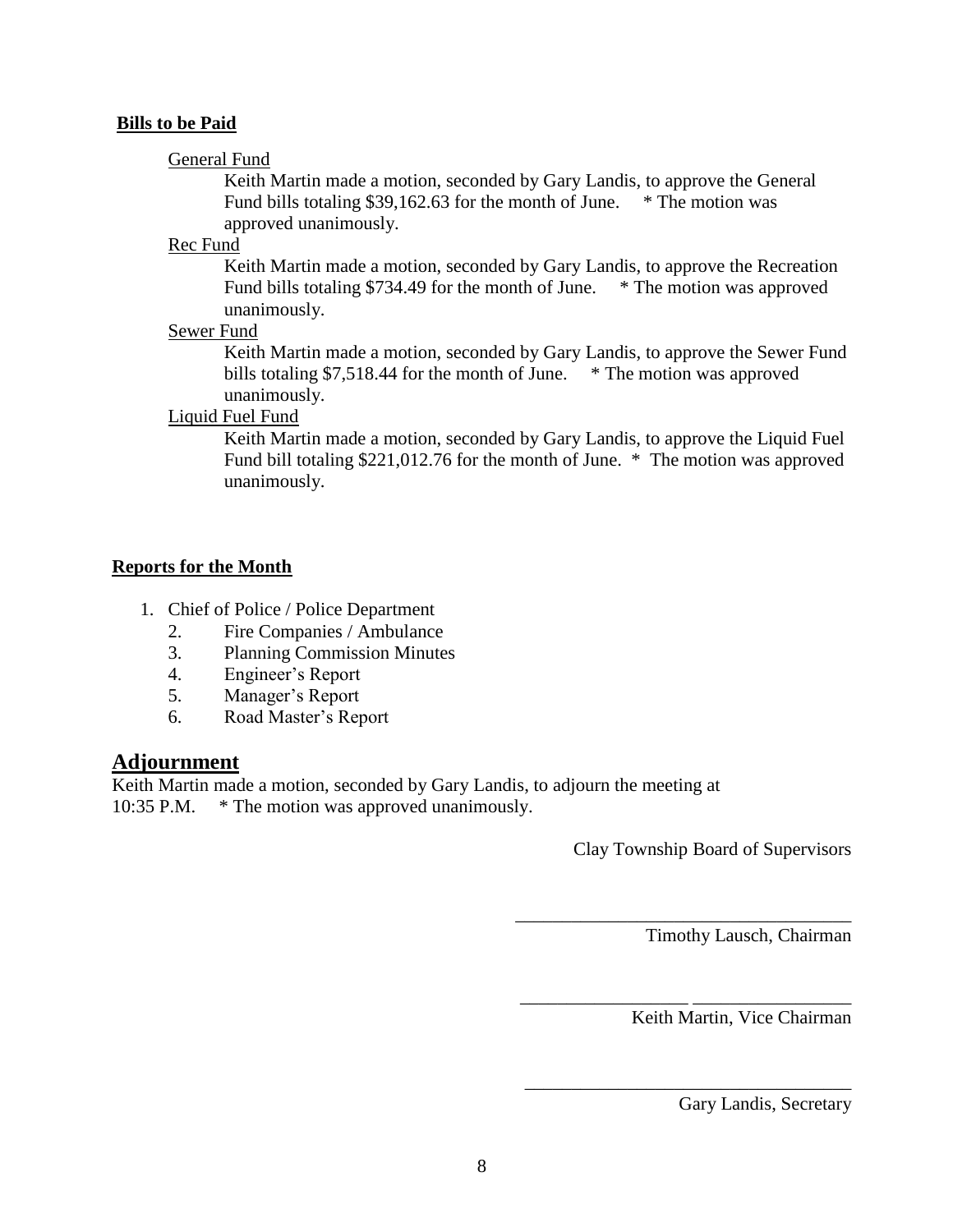**Bills to be Paid**

General Fund

Keith Martin made a motion, seconded by Gary Landis, to approve the General Fund bills totaling $39,162.63 for the month of June. * The motion was approved unanimously.

Rec Fund

Keith Martin made a motion, seconded by Gary Landis, to approve the Recreation Fund bills totaling $734.49 for the month of June. * The motion was approved unanimously.

Sewer Fund

Keith Martin made a motion, seconded by Gary Landis, to approve the Sewer Fund bills totaling $7,518.44 for the month of June. * The motion was approved unanimously.

Liquid Fuel Fund

Keith Martin made a motion, seconded by Gary Landis, to approve the Liquid Fuel Fund bill totaling $221,012.76 for the month of June. * The motion was approved unanimously.

**Reports for the Month**

1. Chief of Police / Police Department
2. Fire Companies / Ambulance
3. Planning Commission Minutes
4. Engineer's Report
5. Manager's Report
6. Road Master's Report

## Adjournment

Keith Martin made a motion, seconded by Gary Landis, to adjourn the meeting at 10:35 P.M. * The motion was approved unanimously.

Clay Township Board of Supervisors

_____________________________________
Timothy Lausch, Chairman

_____________________________________
Keith Martin, Vice Chairman

_____________________________________
Gary Landis, Secretary